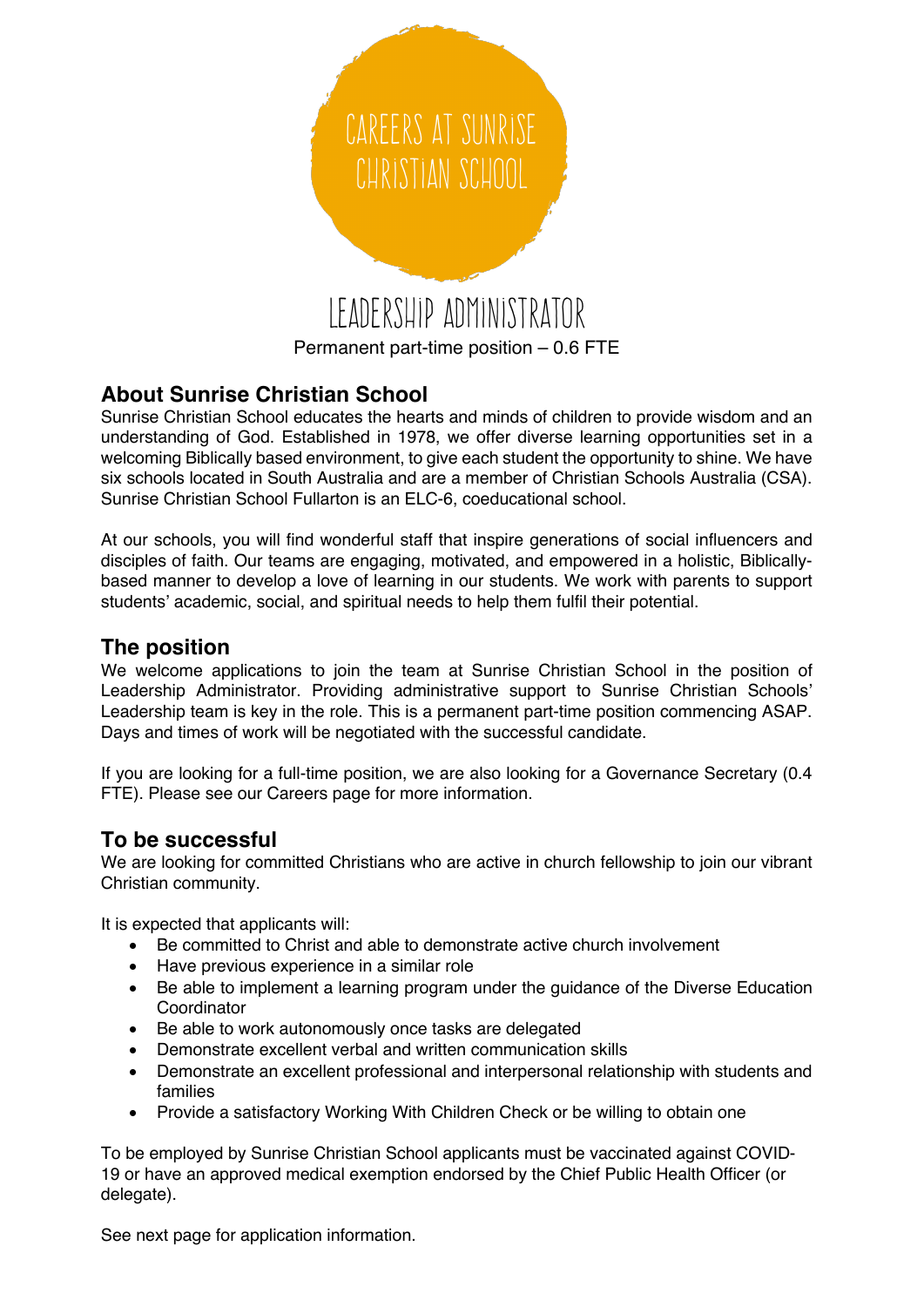# CAREERS AT SUNRISE CHRISTIAN SCHOOL

# LEADERSHIP ADMINISTRATOR

Permanent part-time position – 0.6 FTE

## About Sunrise Christian School

Sunrise Christian School educates the hearts and minds of children to provide wisdom and an understanding of God. Established in 1978, we offer diverse learning opportunities set in a welcoming Biblically based environment, to give each student the opportunity to shine. We have six schools located in South Australia and are a member of Christian Schools Australia (CSA). Sunrise Christian School Fullarton is an ELC-6, coeducational school.

At our schools, you will find wonderful staff that inspire generations of social influencers and disciples of faith. Our teams are engaging, motivated, and empowered in a holistic, Biblically-based manner to develop a love of learning in our students. We work with parents to support students' academic, social, and spiritual needs to help them fulfil their potential.

## The position

We welcome applications to join the team at Sunrise Christian School in the position of Leadership Administrator. Providing administrative support to Sunrise Christian Schools' Leadership team is key in the role. This is a permanent part-time position commencing ASAP. Days and times of work will be negotiated with the successful candidate.

If you are looking for a full-time position, we are also looking for a Governance Secretary (0.4 FTE). Please see our Careers page for more information.

## To be successful

We are looking for committed Christians who are active in church fellowship to join our vibrant Christian community.

It is expected that applicants will:

- Be committed to Christ and able to demonstrate active church involvement
- Have previous experience in a similar role
- Be able to implement a learning program under the guidance of the Diverse Education Coordinator
- Be able to work autonomously once tasks are delegated
- Demonstrate excellent verbal and written communication skills
- Demonstrate an excellent professional and interpersonal relationship with students and families
- Provide a satisfactory Working With Children Check or be willing to obtain one

To be employed by Sunrise Christian School applicants must be vaccinated against COVID-19 or have an approved medical exemption endorsed by the Chief Public Health Officer (or delegate).

See next page for application information.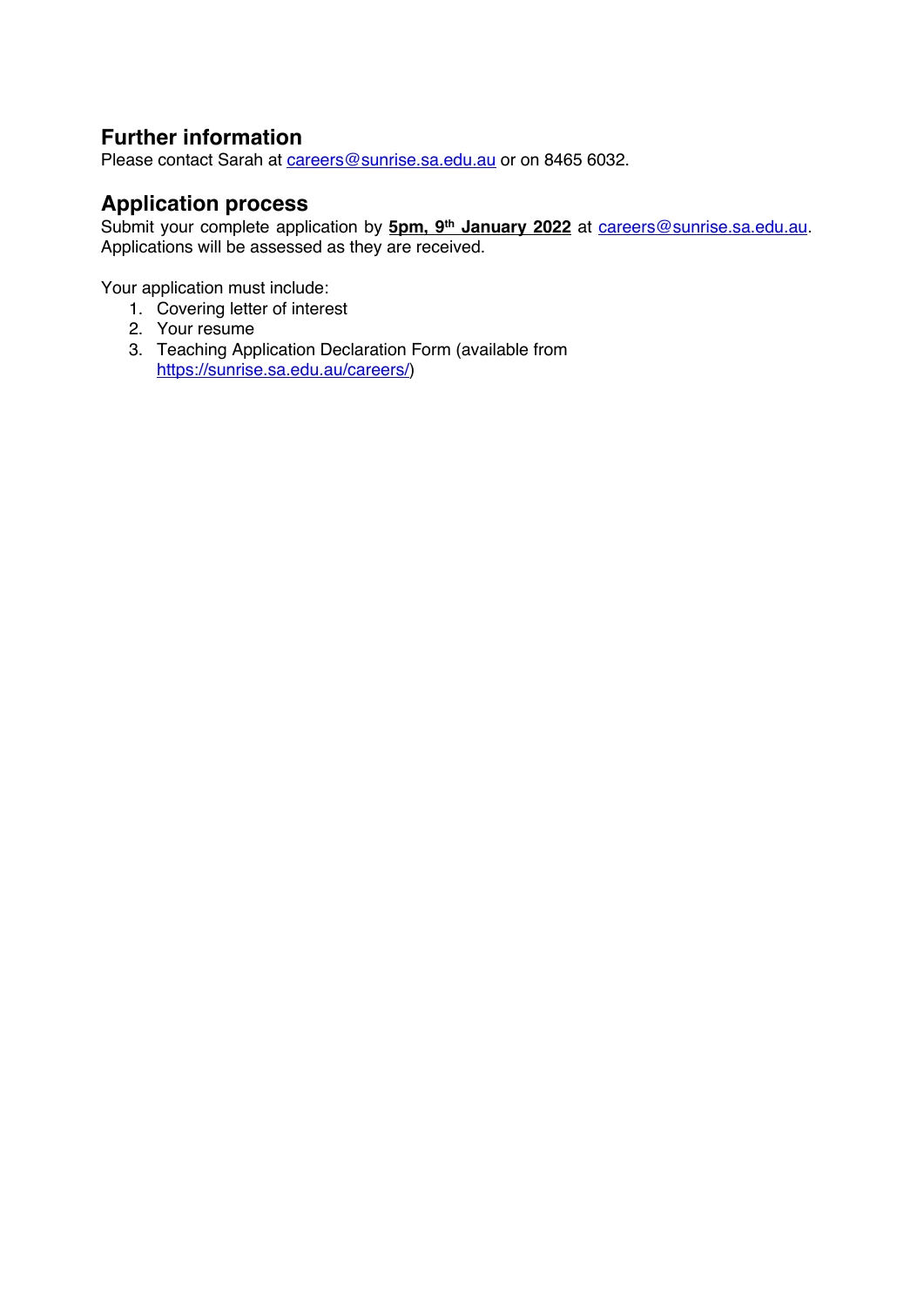## Further information

Please contact Sarah at careers@sunrise.sa.edu.au or on 8465 6032.

## Application process

Submit your complete application by **5pm, 9th January 2022** at careers@sunrise.sa.edu.au. Applications will be assessed as they are received.

Your application must include:

1. Covering letter of interest
2. Your resume
3. Teaching Application Declaration Form (available from https://sunrise.sa.edu.au/careers/)